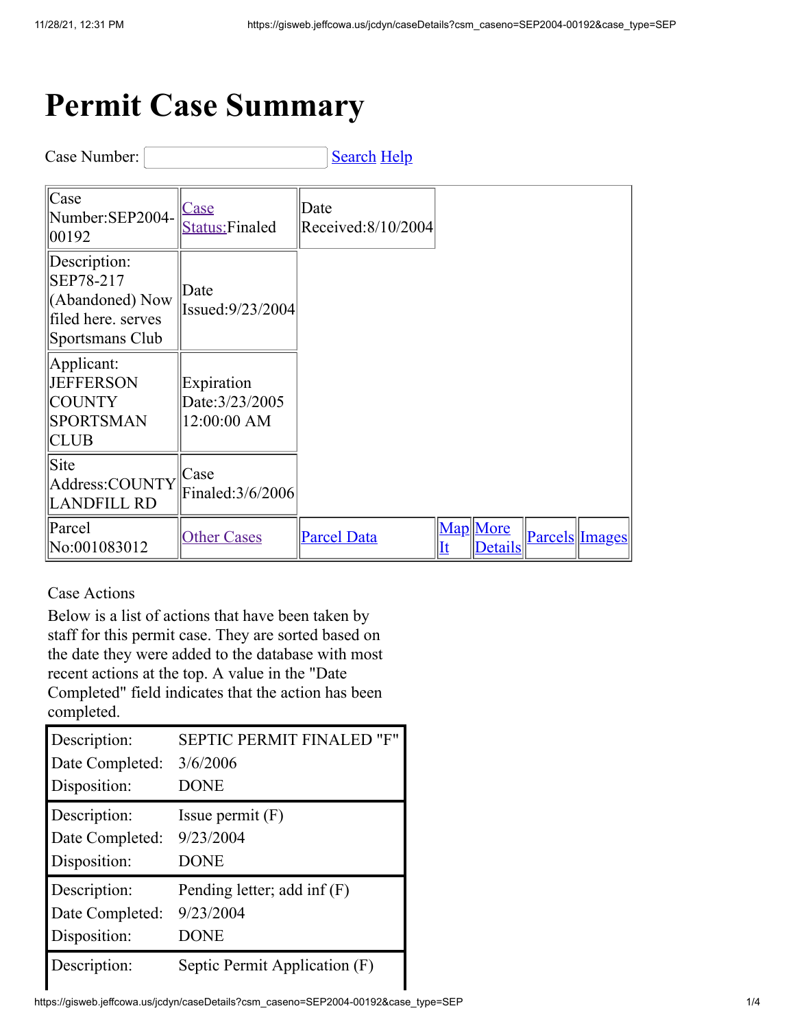# Permit Case Summary

Case Number: [ ] Search Help

| | | | | | | |
|---|---|---|---|---|---|---|
| Case Number:SEP2004-00192 | Case Status:Finaled | Date Received:8/10/2004 | | | | |
| Description: SEP78-217 (Abandoned) Now filed here. serves Sportsmans Club | Date Issued:9/23/2004 | | | | | |
| Applicant: JEFFERSON COUNTY SPORTSMAN CLUB | Expiration Date:3/23/2005 12:00:00 AM | | | | | |
| Site Address:COUNTY LANDFILL RD | Case Finaled:3/6/2006 | | | | | |
| Parcel No:001083012 | Other Cases | Parcel Data | Map It | More Details | Parcels | Images |

Case Actions

Below is a list of actions that have been taken by staff for this permit case. They are sorted based on the date they were added to the database with most recent actions at the top. A value in the "Date Completed" field indicates that the action has been completed.

| | |
|---|---|
| Description: | SEPTIC PERMIT FINALED "F" |
| Date Completed: | 3/6/2006 |
| Disposition: | DONE |

| | |
|---|---|
| Description: | Issue permit (F) |
| Date Completed: | 9/23/2004 |
| Disposition: | DONE |

| | |
|---|---|
| Description: | Pending letter; add inf (F) |
| Date Completed: | 9/23/2004 |
| Disposition: | DONE |

| | |
|---|---|
| Description: | Septic Permit Application (F) |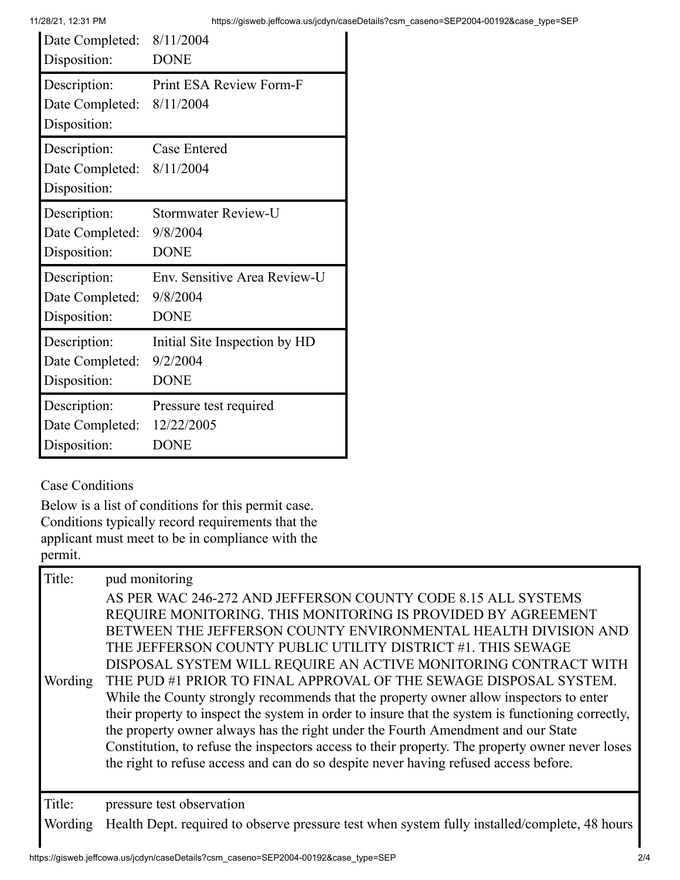| | |
|---|---|
| Date Completed: | 8/11/2004 |
| Disposition: | DONE |

| | |
|---|---|
| Description: | Print ESA Review Form-F |
| Date Completed: | 8/11/2004 |
| Disposition: | |

| | |
|---|---|
| Description: | Case Entered |
| Date Completed: | 8/11/2004 |
| Disposition: | |

| | |
|---|---|
| Description: | Stormwater Review-U |
| Date Completed: | 9/8/2004 |
| Disposition: | DONE |

| | |
|---|---|
| Description: | Env. Sensitive Area Review-U |
| Date Completed: | 9/8/2004 |
| Disposition: | DONE |

| | |
|---|---|
| Description: | Initial Site Inspection by HD |
| Date Completed: | 9/2/2004 |
| Disposition: | DONE |

| | |
|---|---|
| Description: | Pressure test required |
| Date Completed: | 12/22/2005 |
| Disposition: | DONE |

Case Conditions

Below is a list of conditions for this permit case. Conditions typically record requirements that the applicant must meet to be in compliance with the permit.

| | |
|---|---|
| Title: | pud monitoring |
| Wording | AS PER WAC 246-272 AND JEFFERSON COUNTY CODE 8.15 ALL SYSTEMS REQUIRE MONITORING. THIS MONITORING IS PROVIDED BY AGREEMENT BETWEEN THE JEFFERSON COUNTY ENVIRONMENTAL HEALTH DIVISION AND THE JEFFERSON COUNTY PUBLIC UTILITY DISTRICT #1. THIS SEWAGE DISPOSAL SYSTEM WILL REQUIRE AN ACTIVE MONITORING CONTRACT WITH THE PUD #1 PRIOR TO FINAL APPROVAL OF THE SEWAGE DISPOSAL SYSTEM. While the County strongly recommends that the property owner allow inspectors to enter their property to inspect the system in order to insure that the system is functioning correctly, the property owner always has the right under the Fourth Amendment and our State Constitution, to refuse the inspectors access to their property. The property owner never loses the right to refuse access and can do so despite never having refused access before. |

| | |
|---|---|
| Title: | pressure test observation |
| Wording | Health Dept. required to observe pressure test when system fully installed/complete, 48 hours |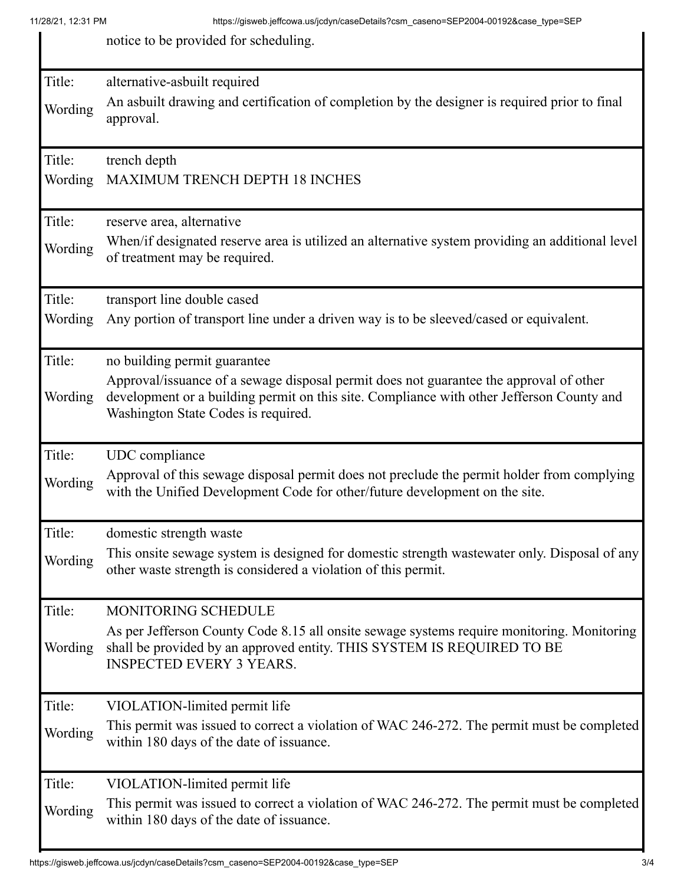| | |
|---|---|
| | notice to be provided for scheduling. |
| Title: | alternative-asbuilt required |
| Wording | An asbuilt drawing and certification of completion by the designer is required prior to final approval. |
| Title: | trench depth |
| Wording | MAXIMUM TRENCH DEPTH 18 INCHES |
| Title: | reserve area, alternative |
| Wording | When/if designated reserve area is utilized an alternative system providing an additional level of treatment may be required. |
| Title: | transport line double cased |
| Wording | Any portion of transport line under a driven way is to be sleeved/cased or equivalent. |
| Title: | no building permit guarantee |
| Wording | Approval/issuance of a sewage disposal permit does not guarantee the approval of other development or a building permit on this site. Compliance with other Jefferson County and Washington State Codes is required. |
| Title: | UDC compliance |
| Wording | Approval of this sewage disposal permit does not preclude the permit holder from complying with the Unified Development Code for other/future development on the site. |
| Title: | domestic strength waste |
| Wording | This onsite sewage system is designed for domestic strength wastewater only. Disposal of any other waste strength is considered a violation of this permit. |
| Title: | MONITORING SCHEDULE |
| Wording | As per Jefferson County Code 8.15 all onsite sewage systems require monitoring. Monitoring shall be provided by an approved entity. THIS SYSTEM IS REQUIRED TO BE INSPECTED EVERY 3 YEARS. |
| Title: | VIOLATION-limited permit life |
| Wording | This permit was issued to correct a violation of WAC 246-272. The permit must be completed within 180 days of the date of issuance. |
| Title: | VIOLATION-limited permit life |
| Wording | This permit was issued to correct a violation of WAC 246-272. The permit must be completed within 180 days of the date of issuance. |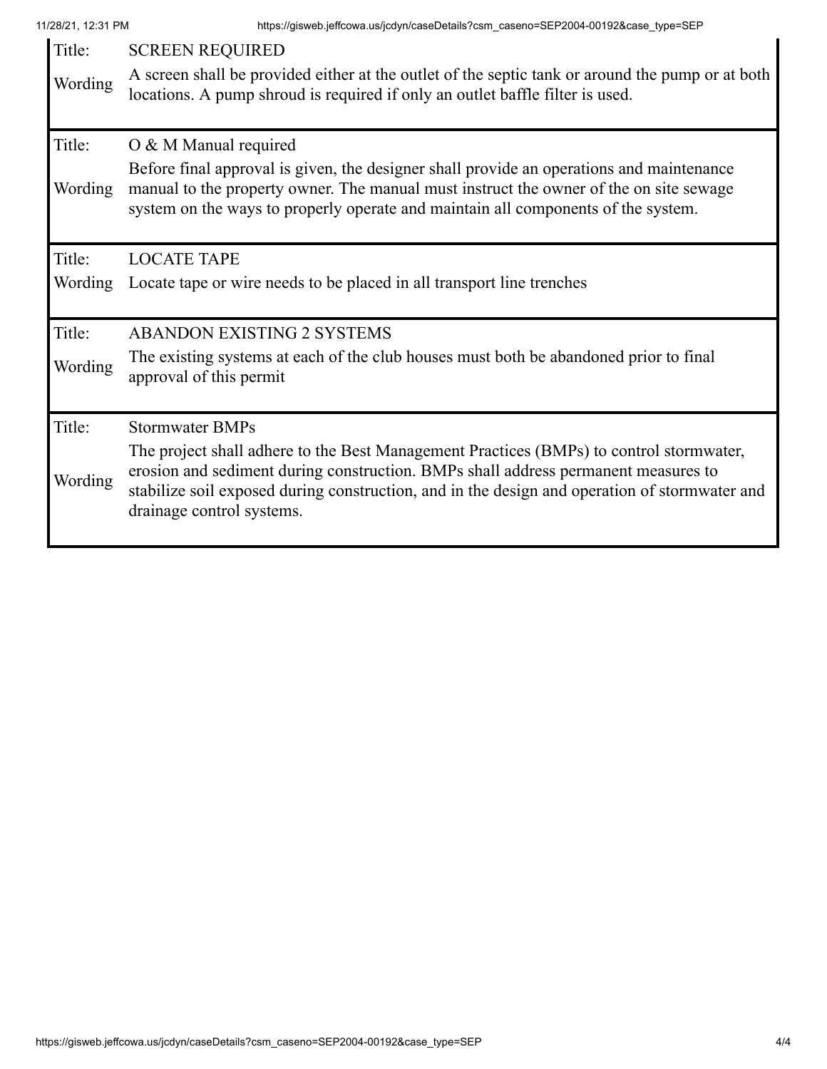| | |
|---|---|
| Title: | SCREEN REQUIRED |
| Wording | A screen shall be provided either at the outlet of the septic tank or around the pump or at both locations. A pump shroud is required if only an outlet baffle filter is used. |

| | |
|---|---|
| Title: | O & M Manual required |
| Wording | Before final approval is given, the designer shall provide an operations and maintenance manual to the property owner. The manual must instruct the owner of the on site sewage system on the ways to properly operate and maintain all components of the system. |

| | |
|---|---|
| Title: | LOCATE TAPE |
| Wording | Locate tape or wire needs to be placed in all transport line trenches |

| | |
|---|---|
| Title: | ABANDON EXISTING 2 SYSTEMS |
| Wording | The existing systems at each of the club houses must both be abandoned prior to final approval of this permit |

| | |
|---|---|
| Title: | Stormwater BMPs |
| Wording | The project shall adhere to the Best Management Practices (BMPs) to control stormwater, erosion and sediment during construction. BMPs shall address permanent measures to stabilize soil exposed during construction, and in the design and operation of stormwater and drainage control systems. |